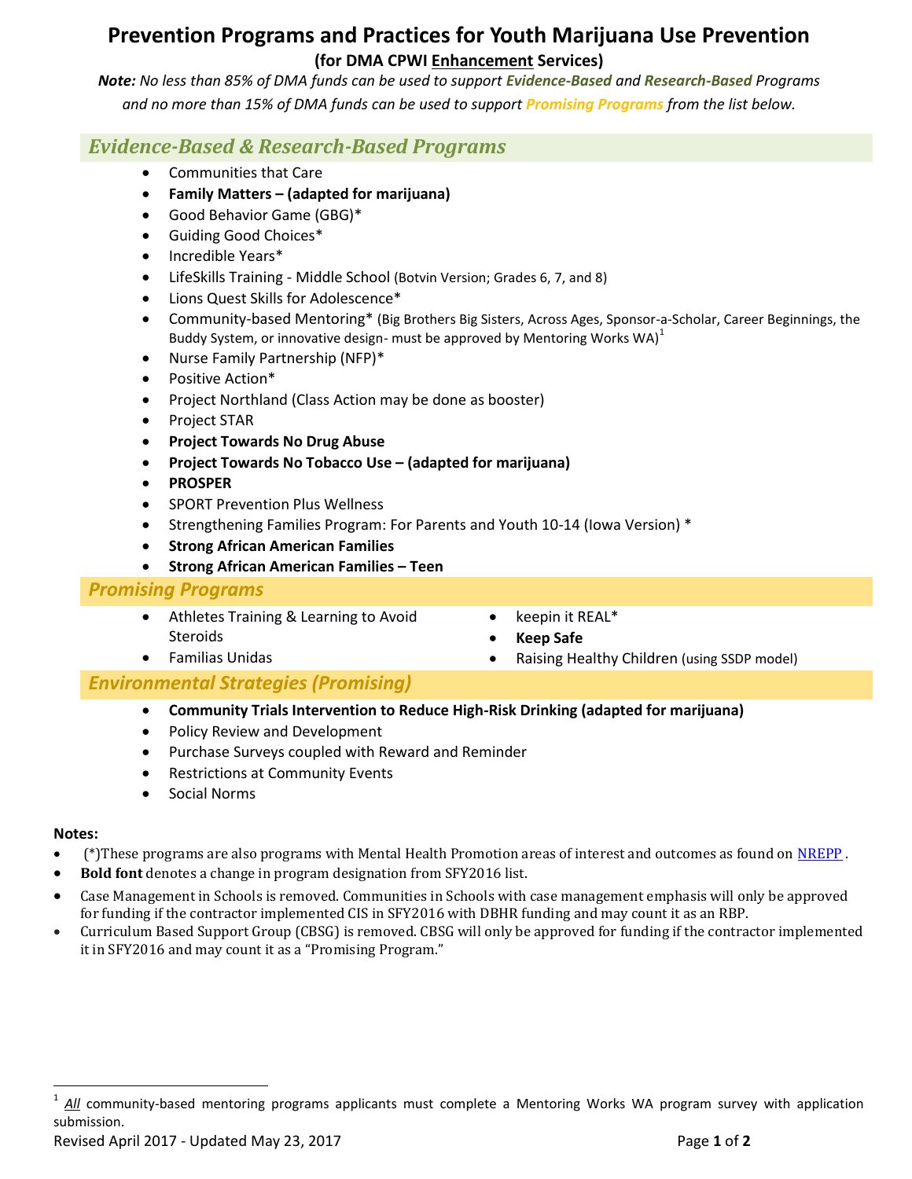# Prevention Programs and Practices for Youth Marijuana Use Prevention

### (for DMA CPWI Enhancement Services)

***Note:*** *No less than 85% of DMA funds can be used to support **Evidence-Based** and **Research-Based** Programs and no more than 15% of DMA funds can be used to support **Promising Programs** from the list below.*

## *Evidence-Based & Research-Based Programs*

- Communities that Care
- **Family Matters – (adapted for marijuana)**
- Good Behavior Game (GBG)*
- Guiding Good Choices*
- Incredible Years*
- LifeSkills Training - Middle School (Botvin Version; Grades 6, 7, and 8)
- Lions Quest Skills for Adolescence*
- Community-based Mentoring* (Big Brothers Big Sisters, Across Ages, Sponsor-a-Scholar, Career Beginnings, the Buddy System, or innovative design- must be approved by Mentoring Works WA)[1]
- Nurse Family Partnership (NFP)*
- Positive Action*
- Project Northland (Class Action may be done as booster)
- Project STAR
- **Project Towards No Drug Abuse**
- **Project Towards No Tobacco Use – (adapted for marijuana)**
- **PROSPER**
- SPORT Prevention Plus Wellness
- Strengthening Families Program: For Parents and Youth 10-14 (Iowa Version) *
- **Strong African American Families**
- **Strong African American Families – Teen**

## *Promising Programs*

- Athletes Training & Learning to Avoid Steroids
- Familias Unidas
- keepin it REAL*
- **Keep Safe**
- Raising Healthy Children (using SSDP model)

## *Environmental Strategies (Promising)*

- **Community Trials Intervention to Reduce High-Risk Drinking (adapted for marijuana)**
- Policy Review and Development
- Purchase Surveys coupled with Reward and Reminder
- Restrictions at Community Events
- Social Norms

**Notes:**

- (*)These programs are also programs with Mental Health Promotion areas of interest and outcomes as found on NREPP .
- **Bold font** denotes a change in program designation from SFY2016 list.
- Case Management in Schools is removed. Communities in Schools with case management emphasis will only be approved for funding if the contractor implemented CIS in SFY2016 with DBHR funding and may count it as an RBP.
- Curriculum Based Support Group (CBSG) is removed. CBSG will only be approved for funding if the contractor implemented it in SFY2016 and may count it as a "Promising Program."

---

[1] ***All*** community-based mentoring programs applicants must complete a Mentoring Works WA program survey with application submission.

Revised April 2017 - Updated May 23, 2017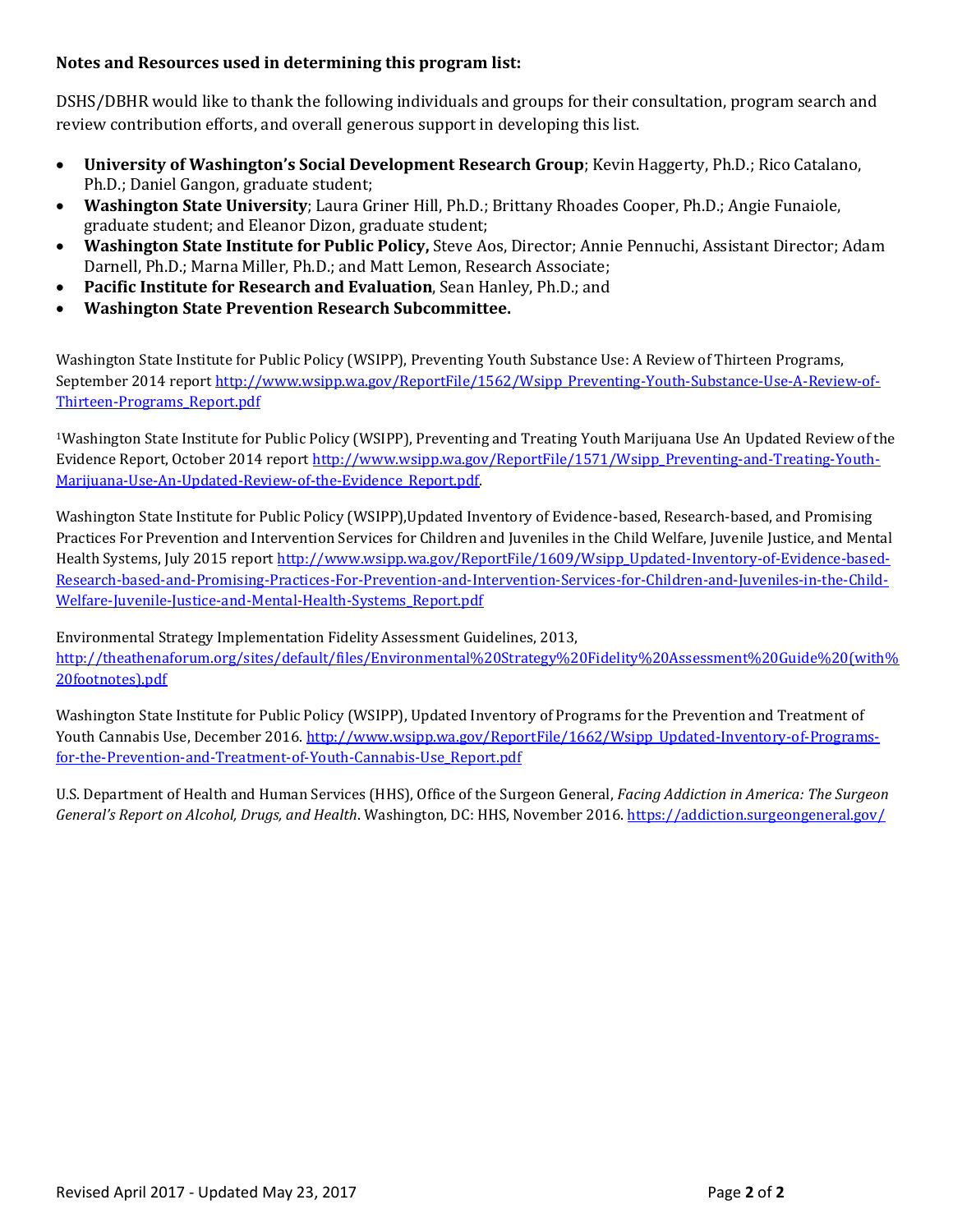**Notes and Resources used in determining this program list:**

DSHS/DBHR would like to thank the following individuals and groups for their consultation, program search and review contribution efforts, and overall generous support in developing this list.

- **University of Washington's Social Development Research Group**; Kevin Haggerty, Ph.D.; Rico Catalano, Ph.D.; Daniel Gangon, graduate student;
- **Washington State University**; Laura Griner Hill, Ph.D.; Brittany Rhoades Cooper, Ph.D.; Angie Funaiole, graduate student; and Eleanor Dizon, graduate student;
- **Washington State Institute for Public Policy,** Steve Aos, Director; Annie Pennuchi, Assistant Director; Adam Darnell, Ph.D.; Marna Miller, Ph.D.; and Matt Lemon, Research Associate;
- **Pacific Institute for Research and Evaluation**, Sean Hanley, Ph.D.; and
- **Washington State Prevention Research Subcommittee.**

Washington State Institute for Public Policy (WSIPP), Preventing Youth Substance Use: A Review of Thirteen Programs, September 2014 report http://www.wsipp.wa.gov/ReportFile/1562/Wsipp_Preventing-Youth-Substance-Use-A-Review-of-Thirteen-Programs_Report.pdf

[1]Washington State Institute for Public Policy (WSIPP), Preventing and Treating Youth Marijuana Use An Updated Review of the Evidence Report, October 2014 report http://www.wsipp.wa.gov/ReportFile/1571/Wsipp_Preventing-and-Treating-Youth-Marijuana-Use-An-Updated-Review-of-the-Evidence_Report.pdf.

Washington State Institute for Public Policy (WSIPP),Updated Inventory of Evidence-based, Research-based, and Promising Practices For Prevention and Intervention Services for Children and Juveniles in the Child Welfare, Juvenile Justice, and Mental Health Systems, July 2015 report http://www.wsipp.wa.gov/ReportFile/1609/Wsipp_Updated-Inventory-of-Evidence-based-Research-based-and-Promising-Practices-For-Prevention-and-Intervention-Services-for-Children-and-Juveniles-in-the-Child-Welfare-Juvenile-Justice-and-Mental-Health-Systems_Report.pdf

Environmental Strategy Implementation Fidelity Assessment Guidelines, 2013, http://theathenaforum.org/sites/default/files/Environmental%20Strategy%20Fidelity%20Assessment%20Guide%20(with%20footnotes).pdf

Washington State Institute for Public Policy (WSIPP), Updated Inventory of Programs for the Prevention and Treatment of Youth Cannabis Use, December 2016. http://www.wsipp.wa.gov/ReportFile/1662/Wsipp_Updated-Inventory-of-Programs-for-the-Prevention-and-Treatment-of-Youth-Cannabis-Use_Report.pdf

U.S. Department of Health and Human Services (HHS), Office of the Surgeon General, *Facing Addiction in America: The Surgeon General's Report on Alcohol, Drugs, and Health*. Washington, DC: HHS, November 2016. https://addiction.surgeongeneral.gov/

Revised April 2017 - Updated May 23, 2017